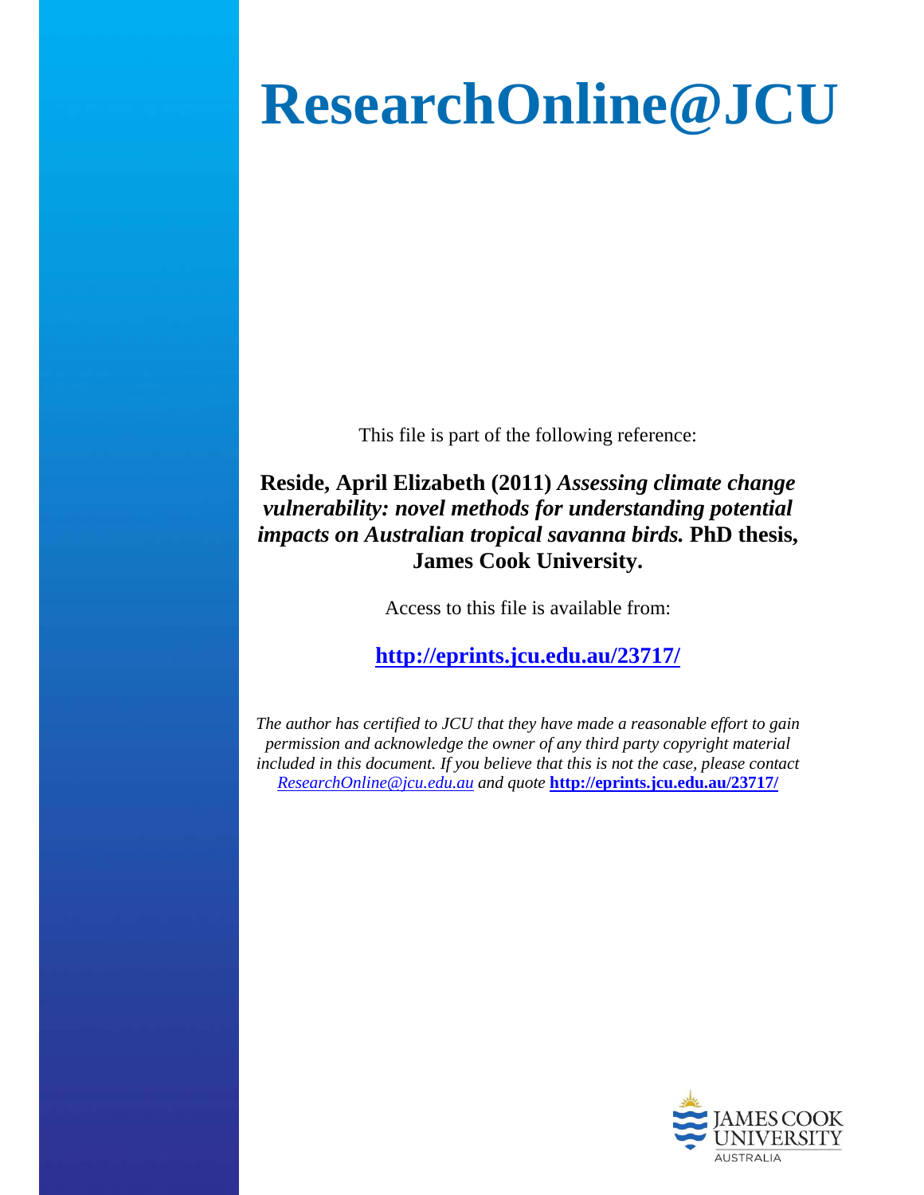# ResearchOnline@JCU

This file is part of the following reference:

**Reside, April Elizabeth (2011)** ***Assessing climate change vulnerability: novel methods for understanding potential impacts on Australian tropical savanna birds.*** **PhD thesis, James Cook University.**

Access to this file is available from:

**http://eprints.jcu.edu.au/23717/**

*The author has certified to JCU that they have made a reasonable effort to gain permission and acknowledge the owner of any third party copyright material included in this document. If you believe that this is not the case, please contact ResearchOnline@jcu.edu.au and quote* **http://eprints.jcu.edu.au/23717/**

JAMES COOK UNIVERSITY
AUSTRALIA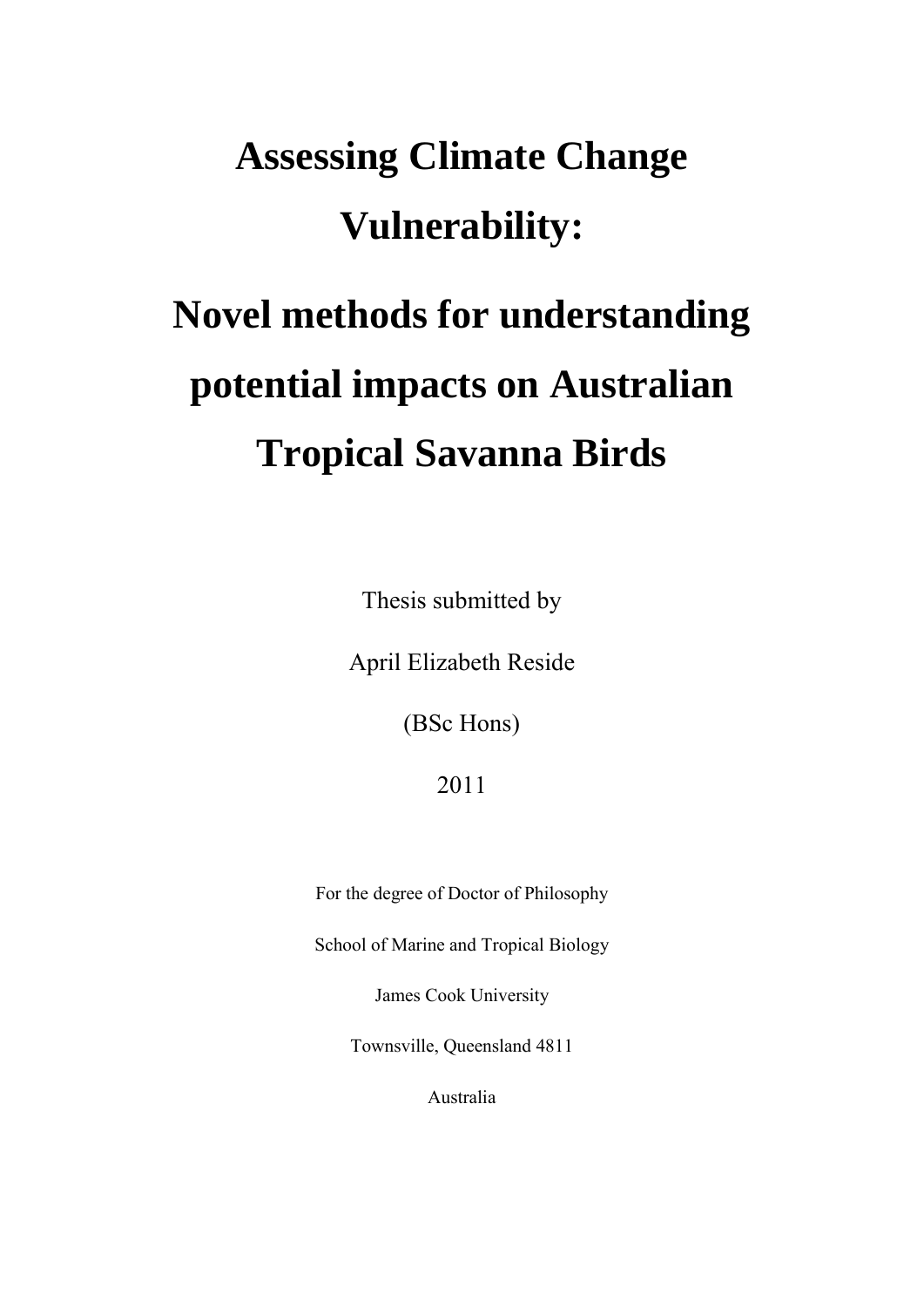# Assessing Climate Change Vulnerability:

# Novel methods for understanding potential impacts on Australian Tropical Savanna Birds

Thesis submitted by

April Elizabeth Reside

(BSc Hons)

2011

For the degree of Doctor of Philosophy

School of Marine and Tropical Biology

James Cook University

Townsville, Queensland 4811

Australia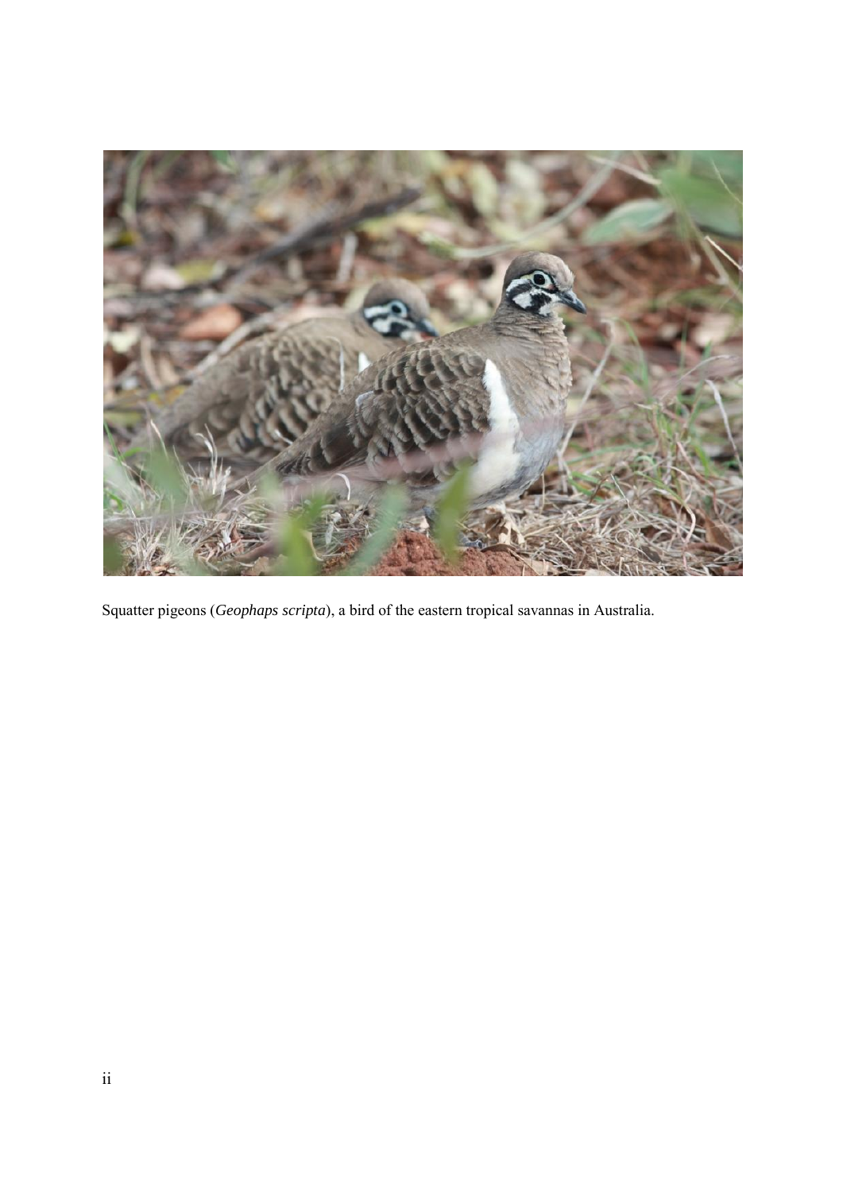Squatter pigeons (*Geophaps scripta*), a bird of the eastern tropical savannas in Australia.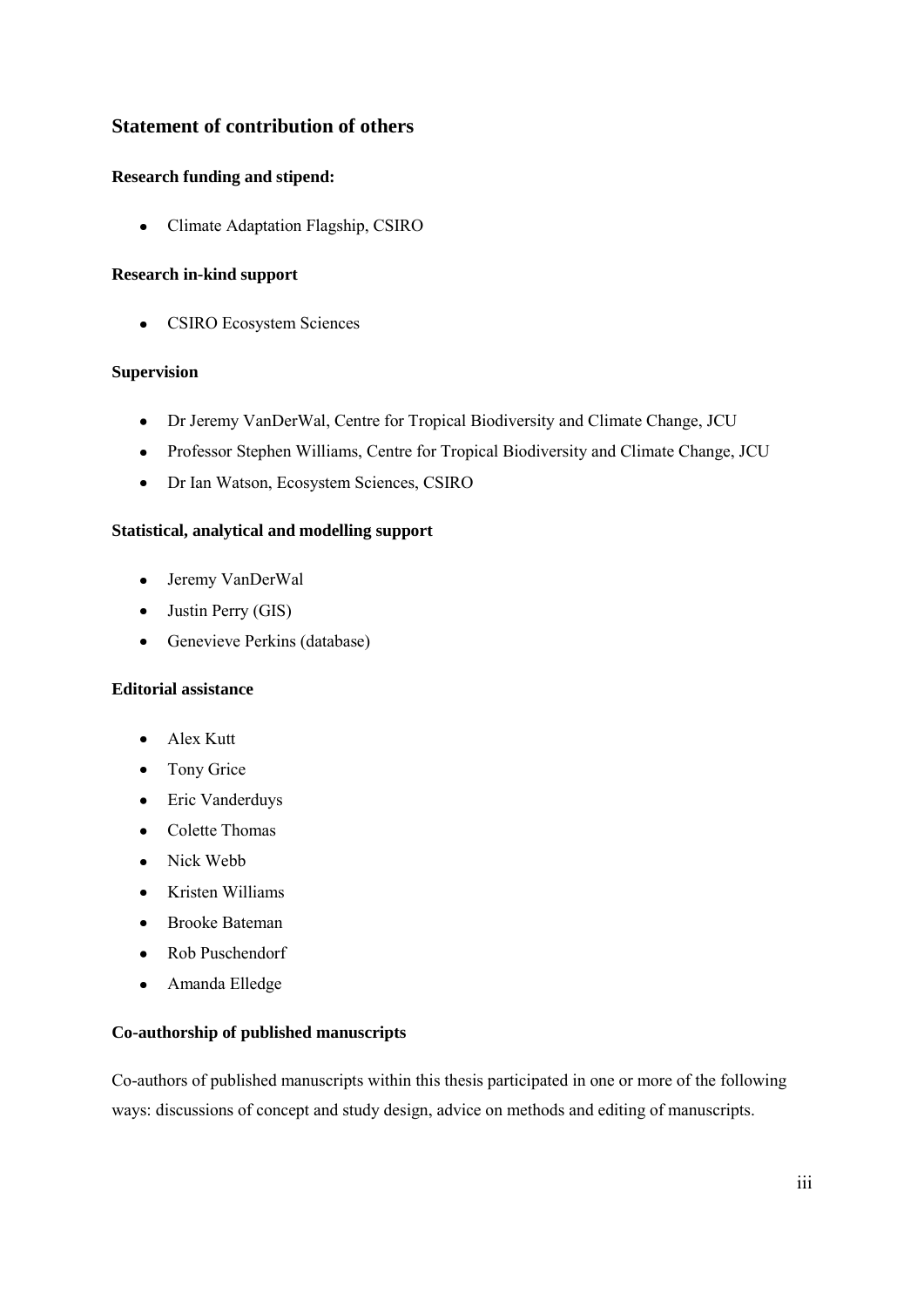## Statement of contribution of others

**Research funding and stipend:**

- Climate Adaptation Flagship, CSIRO

**Research in-kind support**

- CSIRO Ecosystem Sciences

**Supervision**

- Dr Jeremy VanDerWal, Centre for Tropical Biodiversity and Climate Change, JCU
- Professor Stephen Williams, Centre for Tropical Biodiversity and Climate Change, JCU
- Dr Ian Watson, Ecosystem Sciences, CSIRO

**Statistical, analytical and modelling support**

- Jeremy VanDerWal
- Justin Perry (GIS)
- Genevieve Perkins (database)

**Editorial assistance**

- Alex Kutt
- Tony Grice
- Eric Vanderduys
- Colette Thomas
- Nick Webb
- Kristen Williams
- Brooke Bateman
- Rob Puschendorf
- Amanda Elledge

**Co-authorship of published manuscripts**

Co-authors of published manuscripts within this thesis participated in one or more of the following ways: discussions of concept and study design, advice on methods and editing of manuscripts.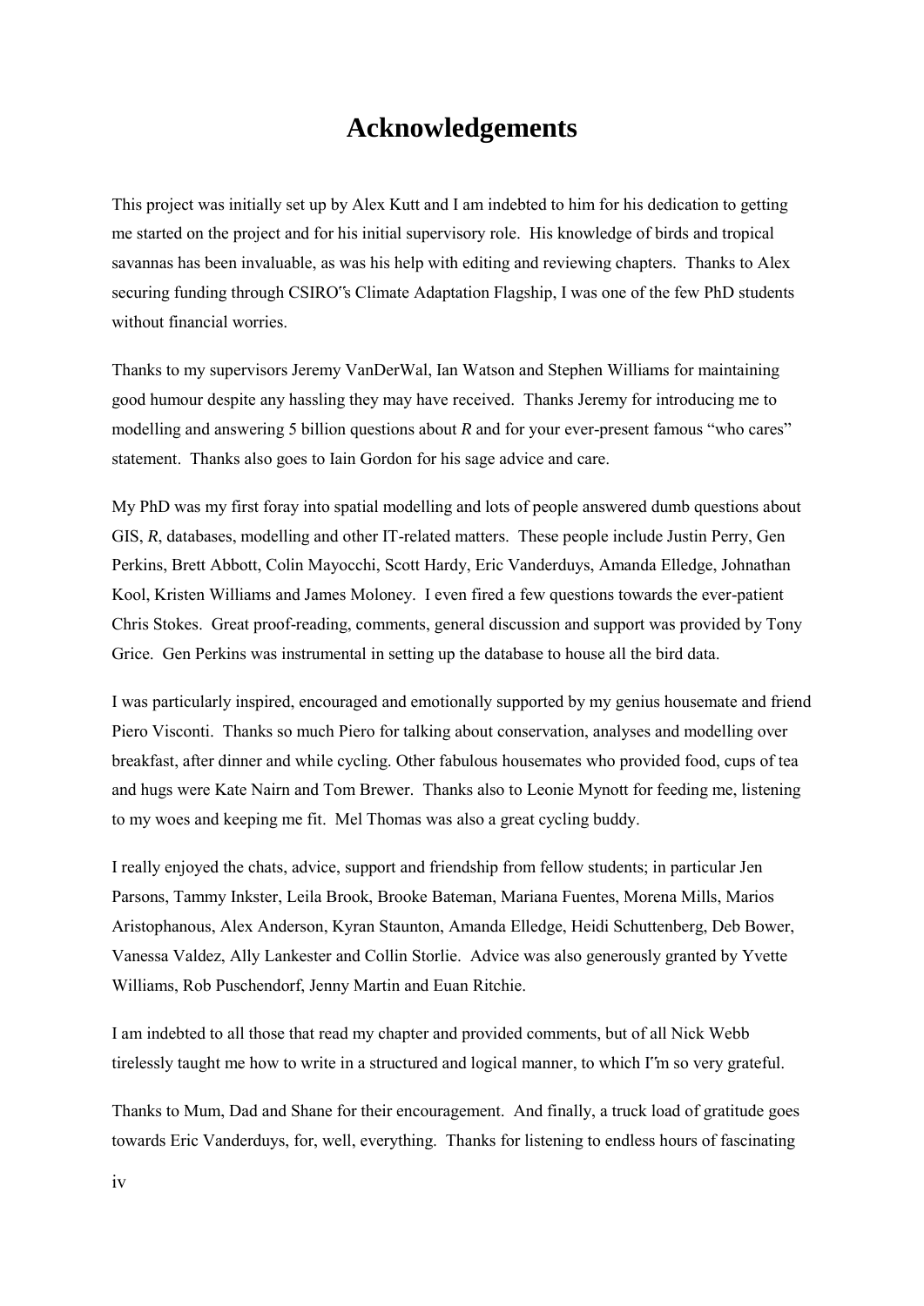# Acknowledgements

This project was initially set up by Alex Kutt and I am indebted to him for his dedication to getting me started on the project and for his initial supervisory role. His knowledge of birds and tropical savannas has been invaluable, as was his help with editing and reviewing chapters. Thanks to Alex securing funding through CSIRO"s Climate Adaptation Flagship, I was one of the few PhD students without financial worries.

Thanks to my supervisors Jeremy VanDerWal, Ian Watson and Stephen Williams for maintaining good humour despite any hassling they may have received. Thanks Jeremy for introducing me to modelling and answering 5 billion questions about *R* and for your ever-present famous "who cares" statement. Thanks also goes to Iain Gordon for his sage advice and care.

My PhD was my first foray into spatial modelling and lots of people answered dumb questions about GIS, *R*, databases, modelling and other IT-related matters. These people include Justin Perry, Gen Perkins, Brett Abbott, Colin Mayocchi, Scott Hardy, Eric Vanderduys, Amanda Elledge, Johnathan Kool, Kristen Williams and James Moloney. I even fired a few questions towards the ever-patient Chris Stokes. Great proof-reading, comments, general discussion and support was provided by Tony Grice. Gen Perkins was instrumental in setting up the database to house all the bird data.

I was particularly inspired, encouraged and emotionally supported by my genius housemate and friend Piero Visconti. Thanks so much Piero for talking about conservation, analyses and modelling over breakfast, after dinner and while cycling. Other fabulous housemates who provided food, cups of tea and hugs were Kate Nairn and Tom Brewer. Thanks also to Leonie Mynott for feeding me, listening to my woes and keeping me fit. Mel Thomas was also a great cycling buddy.

I really enjoyed the chats, advice, support and friendship from fellow students; in particular Jen Parsons, Tammy Inkster, Leila Brook, Brooke Bateman, Mariana Fuentes, Morena Mills, Marios Aristophanous, Alex Anderson, Kyran Staunton, Amanda Elledge, Heidi Schuttenberg, Deb Bower, Vanessa Valdez, Ally Lankester and Collin Storlie. Advice was also generously granted by Yvette Williams, Rob Puschendorf, Jenny Martin and Euan Ritchie.

I am indebted to all those that read my chapter and provided comments, but of all Nick Webb tirelessly taught me how to write in a structured and logical manner, to which I"m so very grateful.

Thanks to Mum, Dad and Shane for their encouragement. And finally, a truck load of gratitude goes towards Eric Vanderduys, for, well, everything. Thanks for listening to endless hours of fascinating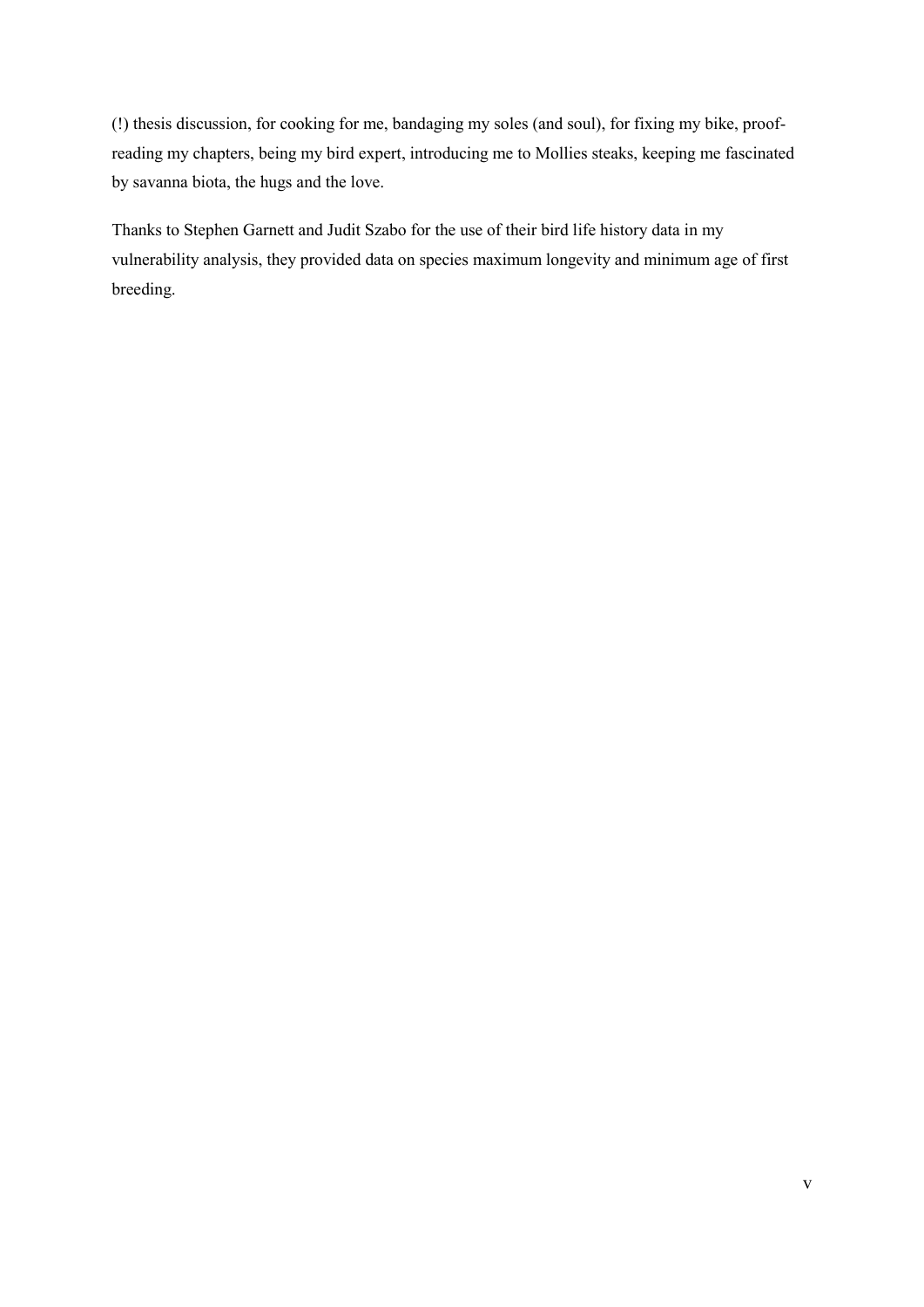(!) thesis discussion, for cooking for me, bandaging my soles (and soul), for fixing my bike, proof-reading my chapters, being my bird expert, introducing me to Mollies steaks, keeping me fascinated by savanna biota, the hugs and the love.

Thanks to Stephen Garnett and Judit Szabo for the use of their bird life history data in my vulnerability analysis, they provided data on species maximum longevity and minimum age of first breeding.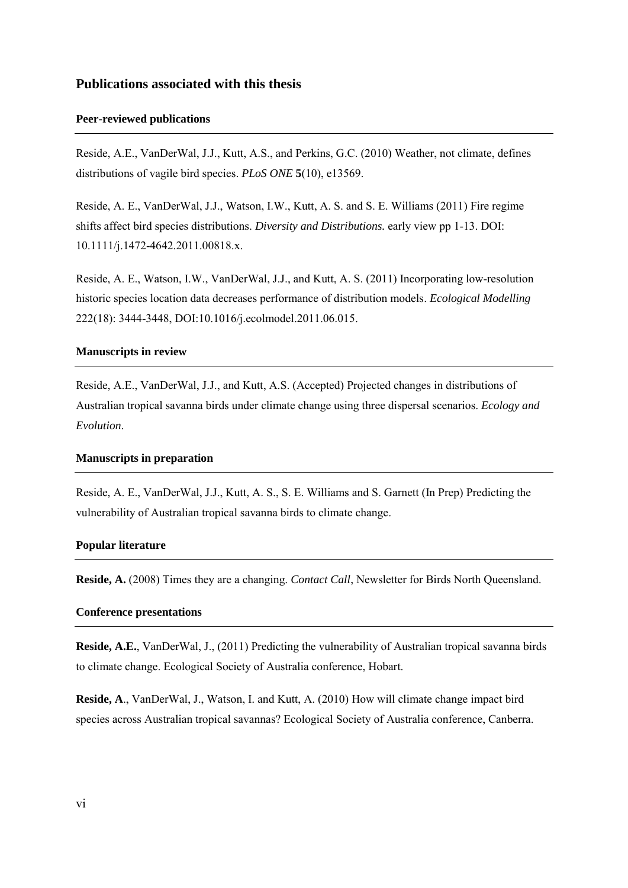## Publications associated with this thesis

### Peer-reviewed publications

Reside, A.E., VanDerWal, J.J., Kutt, A.S., and Perkins, G.C. (2010) Weather, not climate, defines distributions of vagile bird species. *PLoS ONE* **5**(10), e13569.

Reside, A. E., VanDerWal, J.J., Watson, I.W., Kutt, A. S. and S. E. Williams (2011) Fire regime shifts affect bird species distributions. *Diversity and Distributions.* early view pp 1-13. DOI: 10.1111/j.1472-4642.2011.00818.x.

Reside, A. E., Watson, I.W., VanDerWal, J.J., and Kutt, A. S. (2011) Incorporating low-resolution historic species location data decreases performance of distribution models. *Ecological Modelling* 222(18): 3444-3448, DOI:10.1016/j.ecolmodel.2011.06.015.

### Manuscripts in review

Reside, A.E., VanDerWal, J.J., and Kutt, A.S. (Accepted) Projected changes in distributions of Australian tropical savanna birds under climate change using three dispersal scenarios. *Ecology and Evolution*.

### Manuscripts in preparation

Reside, A. E., VanDerWal, J.J., Kutt, A. S., S. E. Williams and S. Garnett (In Prep) Predicting the vulnerability of Australian tropical savanna birds to climate change.

### Popular literature

**Reside, A.** (2008) Times they are a changing. *Contact Call*, Newsletter for Birds North Queensland.

### Conference presentations

**Reside, A.E.**, VanDerWal, J., (2011) Predicting the vulnerability of Australian tropical savanna birds to climate change. Ecological Society of Australia conference, Hobart.

**Reside, A**., VanDerWal, J., Watson, I. and Kutt, A. (2010) How will climate change impact bird species across Australian tropical savannas? Ecological Society of Australia conference, Canberra.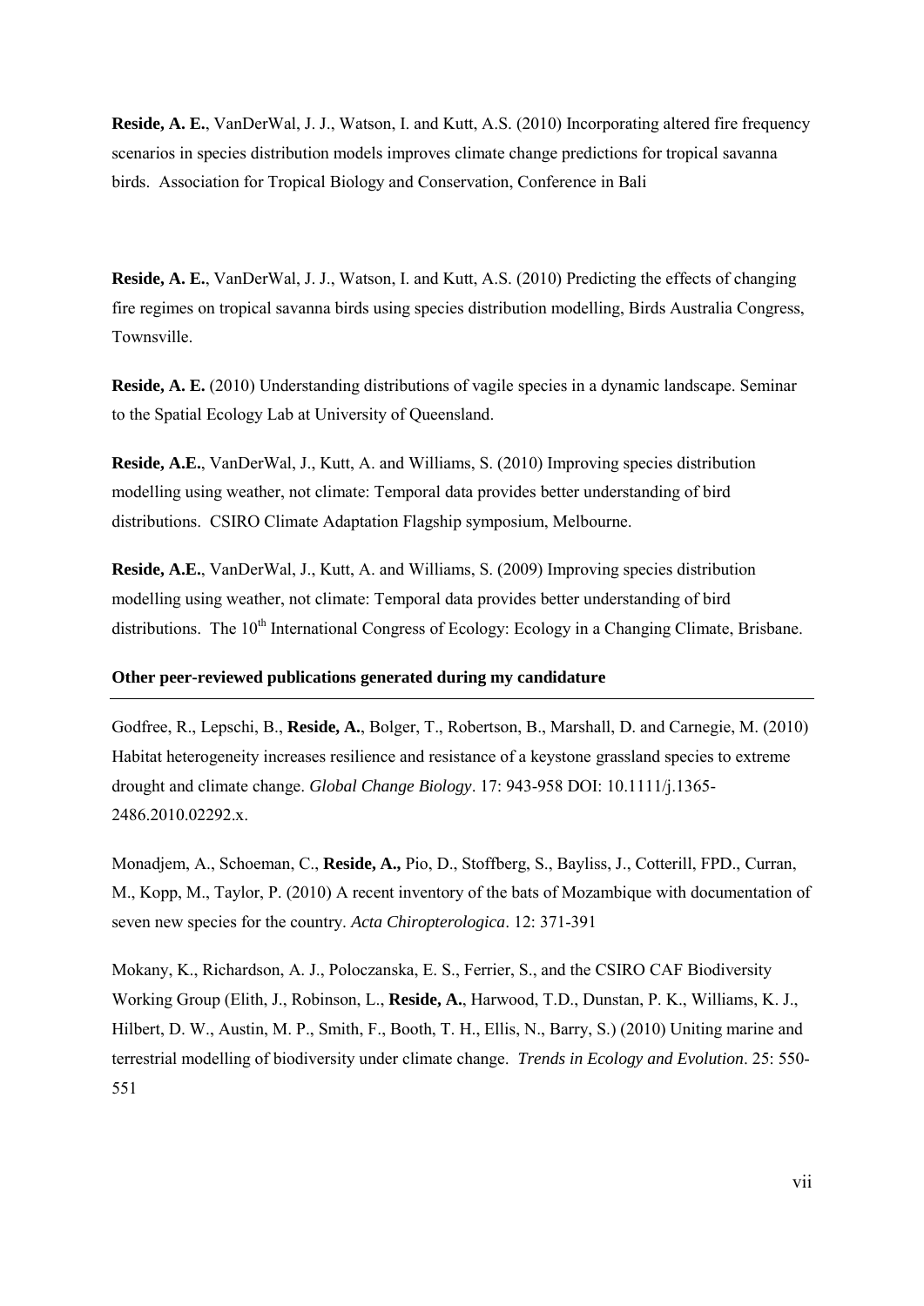**Reside, A. E.**, VanDerWal, J. J., Watson, I. and Kutt, A.S. (2010) Incorporating altered fire frequency scenarios in species distribution models improves climate change predictions for tropical savanna birds. Association for Tropical Biology and Conservation, Conference in Bali

**Reside, A. E.**, VanDerWal, J. J., Watson, I. and Kutt, A.S. (2010) Predicting the effects of changing fire regimes on tropical savanna birds using species distribution modelling, Birds Australia Congress, Townsville.

**Reside, A. E.** (2010) Understanding distributions of vagile species in a dynamic landscape. Seminar to the Spatial Ecology Lab at University of Queensland.

**Reside, A.E.**, VanDerWal, J., Kutt, A. and Williams, S. (2010) Improving species distribution modelling using weather, not climate: Temporal data provides better understanding of bird distributions. CSIRO Climate Adaptation Flagship symposium, Melbourne.

**Reside, A.E.**, VanDerWal, J., Kutt, A. and Williams, S. (2009) Improving species distribution modelling using weather, not climate: Temporal data provides better understanding of bird distributions. The 10th International Congress of Ecology: Ecology in a Changing Climate, Brisbane.

**Other peer-reviewed publications generated during my candidature**

Godfree, R., Lepschi, B., **Reside, A.**, Bolger, T., Robertson, B., Marshall, D. and Carnegie, M. (2010) Habitat heterogeneity increases resilience and resistance of a keystone grassland species to extreme drought and climate change. *Global Change Biology*. 17: 943-958 DOI: 10.1111/j.1365-2486.2010.02292.x.

Monadjem, A., Schoeman, C., **Reside, A.,** Pio, D., Stoffberg, S., Bayliss, J., Cotterill, FPD., Curran, M., Kopp, M., Taylor, P. (2010) A recent inventory of the bats of Mozambique with documentation of seven new species for the country. *Acta Chiropterologica*. 12: 371-391

Mokany, K., Richardson, A. J., Poloczanska, E. S., Ferrier, S., and the CSIRO CAF Biodiversity Working Group (Elith, J., Robinson, L., **Reside, A.**, Harwood, T.D., Dunstan, P. K., Williams, K. J., Hilbert, D. W., Austin, M. P., Smith, F., Booth, T. H., Ellis, N., Barry, S.) (2010) Uniting marine and terrestrial modelling of biodiversity under climate change. *Trends in Ecology and Evolution*. 25: 550-551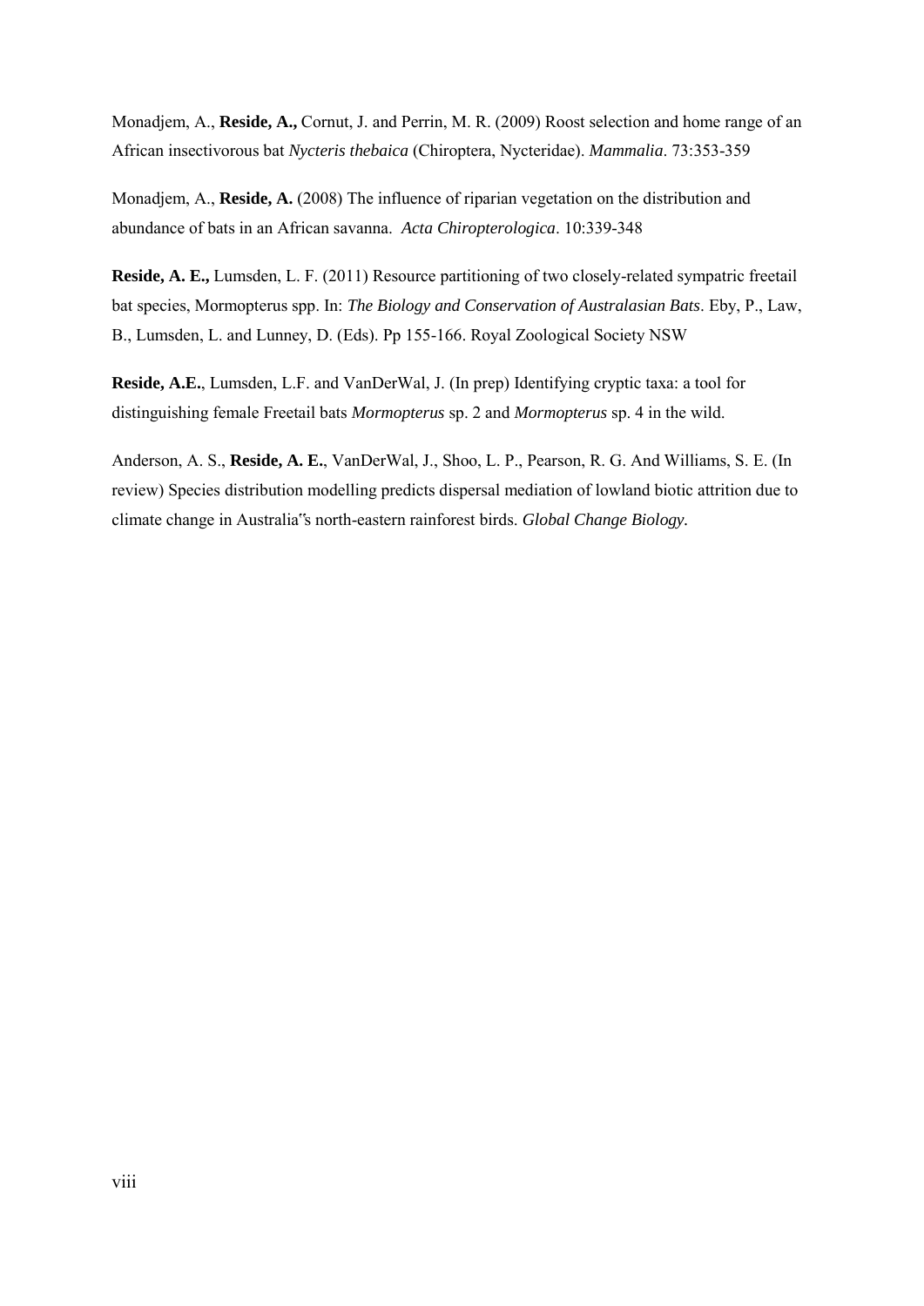Monadjem, A., **Reside, A.,** Cornut, J. and Perrin, M. R. (2009) Roost selection and home range of an African insectivorous bat *Nycteris thebaica* (Chiroptera, Nycteridae). *Mammalia*. 73:353-359

Monadjem, A., **Reside, A.** (2008) The influence of riparian vegetation on the distribution and abundance of bats in an African savanna. *Acta Chiropterologica*. 10:339-348

**Reside, A. E.,** Lumsden, L. F. (2011) Resource partitioning of two closely-related sympatric freetail bat species, Mormopterus spp. In: *The Biology and Conservation of Australasian Bats*. Eby, P., Law, B., Lumsden, L. and Lunney, D. (Eds). Pp 155-166. Royal Zoological Society NSW

**Reside, A.E.**, Lumsden, L.F. and VanDerWal, J. (In prep) Identifying cryptic taxa: a tool for distinguishing female Freetail bats *Mormopterus* sp. 2 and *Mormopterus* sp. 4 in the wild.

Anderson, A. S., **Reside, A. E.**, VanDerWal, J., Shoo, L. P., Pearson, R. G. And Williams, S. E. (In review) Species distribution modelling predicts dispersal mediation of lowland biotic attrition due to climate change in Australia‟s north-eastern rainforest birds. *Global Change Biology.*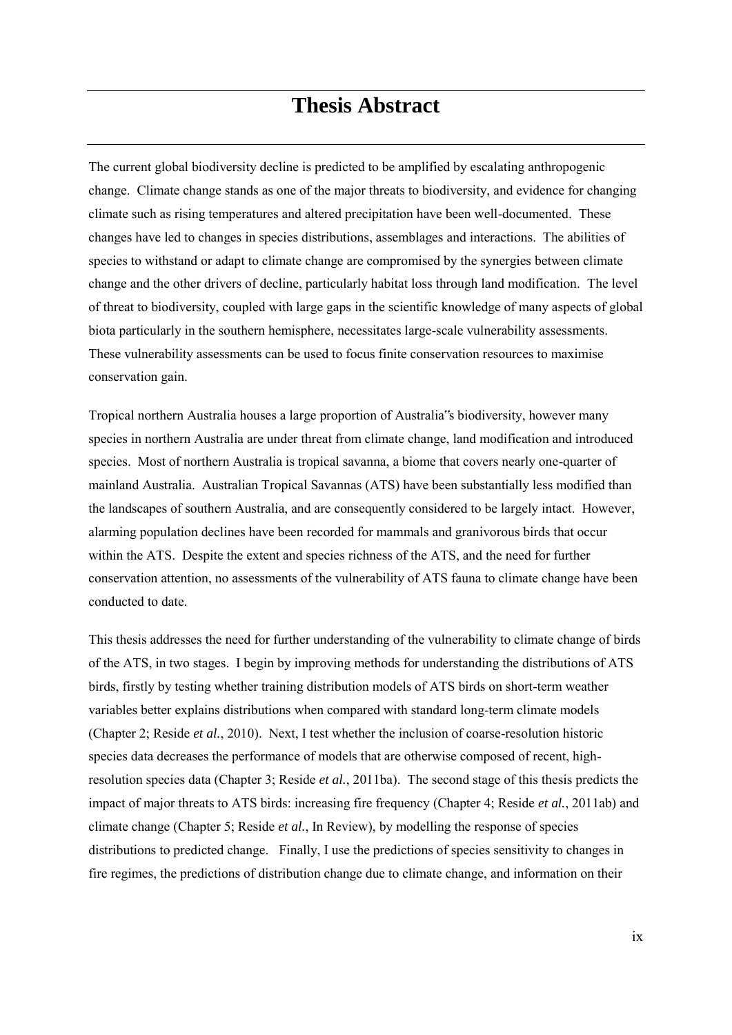# Thesis Abstract

The current global biodiversity decline is predicted to be amplified by escalating anthropogenic change. Climate change stands as one of the major threats to biodiversity, and evidence for changing climate such as rising temperatures and altered precipitation have been well-documented. These changes have led to changes in species distributions, assemblages and interactions. The abilities of species to withstand or adapt to climate change are compromised by the synergies between climate change and the other drivers of decline, particularly habitat loss through land modification. The level of threat to biodiversity, coupled with large gaps in the scientific knowledge of many aspects of global biota particularly in the southern hemisphere, necessitates large-scale vulnerability assessments. These vulnerability assessments can be used to focus finite conservation resources to maximise conservation gain.

Tropical northern Australia houses a large proportion of Australia‟s biodiversity, however many species in northern Australia are under threat from climate change, land modification and introduced species. Most of northern Australia is tropical savanna, a biome that covers nearly one-quarter of mainland Australia. Australian Tropical Savannas (ATS) have been substantially less modified than the landscapes of southern Australia, and are consequently considered to be largely intact. However, alarming population declines have been recorded for mammals and granivorous birds that occur within the ATS. Despite the extent and species richness of the ATS, and the need for further conservation attention, no assessments of the vulnerability of ATS fauna to climate change have been conducted to date.

This thesis addresses the need for further understanding of the vulnerability to climate change of birds of the ATS, in two stages. I begin by improving methods for understanding the distributions of ATS birds, firstly by testing whether training distribution models of ATS birds on short-term weather variables better explains distributions when compared with standard long-term climate models (Chapter 2; Reside *et al.*, 2010). Next, I test whether the inclusion of coarse-resolution historic species data decreases the performance of models that are otherwise composed of recent, high-resolution species data (Chapter 3; Reside *et al.*, 2011ba). The second stage of this thesis predicts the impact of major threats to ATS birds: increasing fire frequency (Chapter 4; Reside *et al.*, 2011ab) and climate change (Chapter 5; Reside *et al.*, In Review), by modelling the response of species distributions to predicted change. Finally, I use the predictions of species sensitivity to changes in fire regimes, the predictions of distribution change due to climate change, and information on their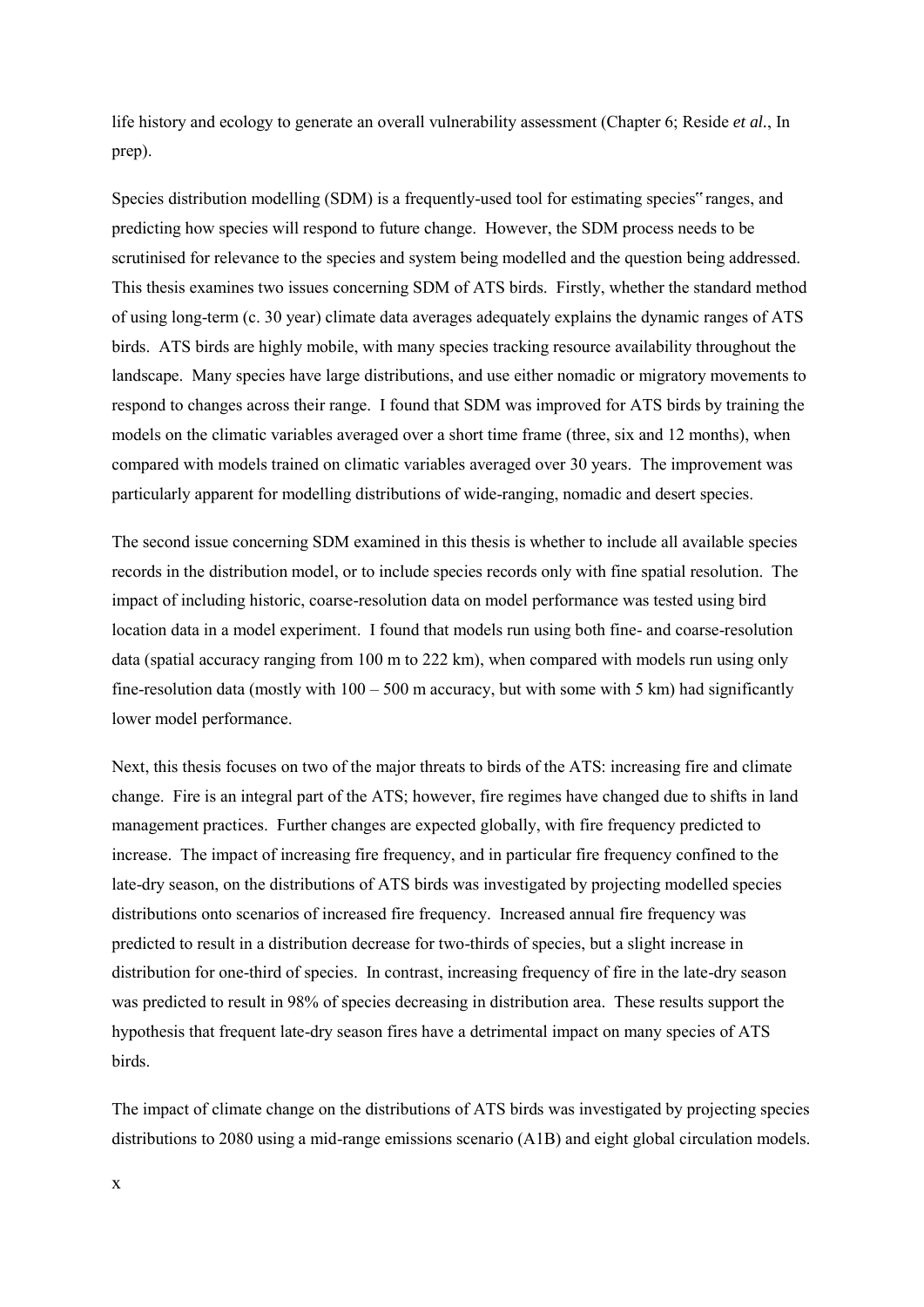life history and ecology to generate an overall vulnerability assessment (Chapter 6; Reside *et al.*, In prep).

Species distribution modelling (SDM) is a frequently-used tool for estimating species" ranges, and predicting how species will respond to future change. However, the SDM process needs to be scrutinised for relevance to the species and system being modelled and the question being addressed. This thesis examines two issues concerning SDM of ATS birds. Firstly, whether the standard method of using long-term (c. 30 year) climate data averages adequately explains the dynamic ranges of ATS birds. ATS birds are highly mobile, with many species tracking resource availability throughout the landscape. Many species have large distributions, and use either nomadic or migratory movements to respond to changes across their range. I found that SDM was improved for ATS birds by training the models on the climatic variables averaged over a short time frame (three, six and 12 months), when compared with models trained on climatic variables averaged over 30 years. The improvement was particularly apparent for modelling distributions of wide-ranging, nomadic and desert species.

The second issue concerning SDM examined in this thesis is whether to include all available species records in the distribution model, or to include species records only with fine spatial resolution. The impact of including historic, coarse-resolution data on model performance was tested using bird location data in a model experiment. I found that models run using both fine- and coarse-resolution data (spatial accuracy ranging from 100 m to 222 km), when compared with models run using only fine-resolution data (mostly with 100 – 500 m accuracy, but with some with 5 km) had significantly lower model performance.

Next, this thesis focuses on two of the major threats to birds of the ATS: increasing fire and climate change. Fire is an integral part of the ATS; however, fire regimes have changed due to shifts in land management practices. Further changes are expected globally, with fire frequency predicted to increase. The impact of increasing fire frequency, and in particular fire frequency confined to the late-dry season, on the distributions of ATS birds was investigated by projecting modelled species distributions onto scenarios of increased fire frequency. Increased annual fire frequency was predicted to result in a distribution decrease for two-thirds of species, but a slight increase in distribution for one-third of species. In contrast, increasing frequency of fire in the late-dry season was predicted to result in 98% of species decreasing in distribution area. These results support the hypothesis that frequent late-dry season fires have a detrimental impact on many species of ATS birds.

The impact of climate change on the distributions of ATS birds was investigated by projecting species distributions to 2080 using a mid-range emissions scenario (A1B) and eight global circulation models.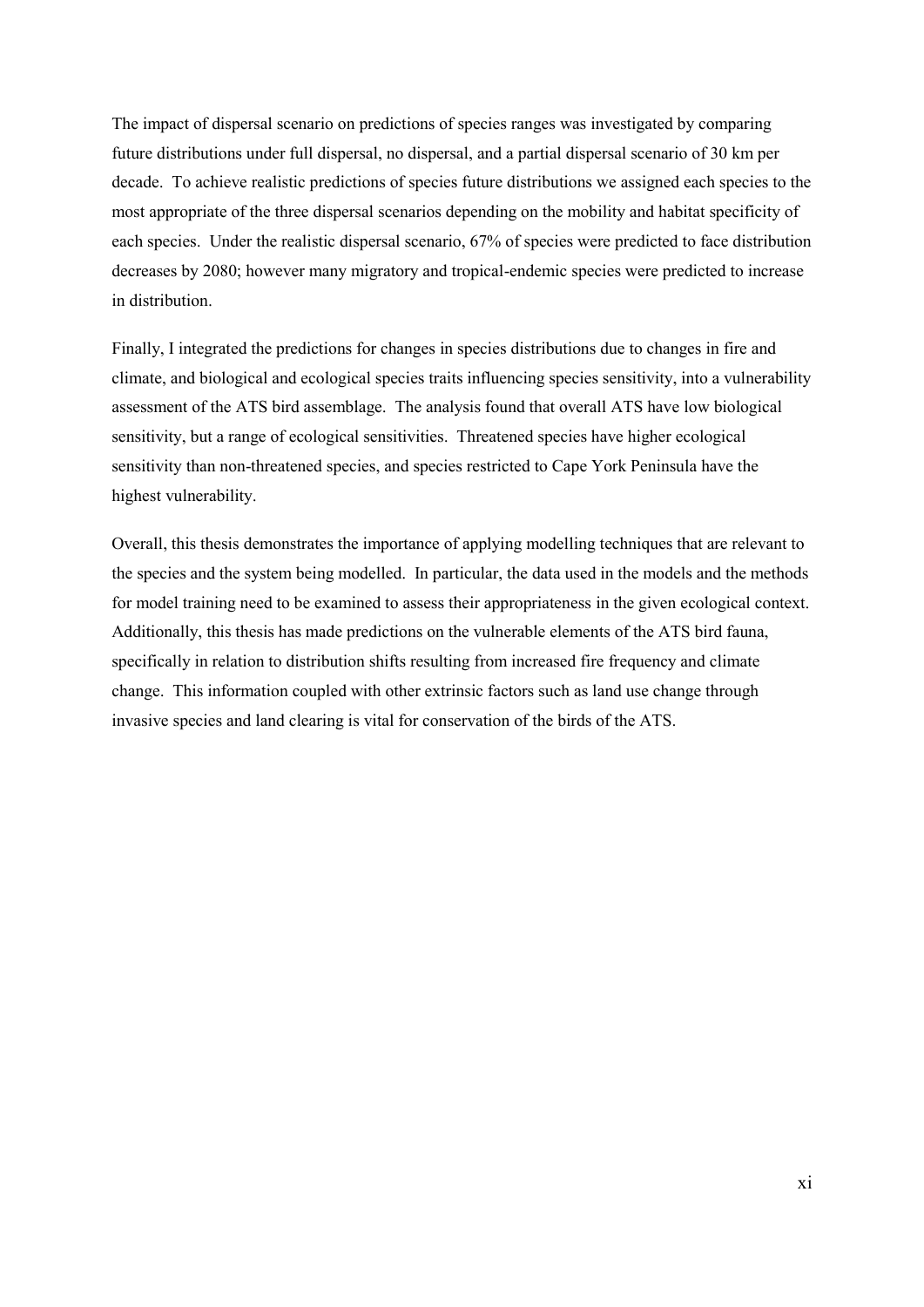The impact of dispersal scenario on predictions of species ranges was investigated by comparing future distributions under full dispersal, no dispersal, and a partial dispersal scenario of 30 km per decade. To achieve realistic predictions of species future distributions we assigned each species to the most appropriate of the three dispersal scenarios depending on the mobility and habitat specificity of each species. Under the realistic dispersal scenario, 67% of species were predicted to face distribution decreases by 2080; however many migratory and tropical-endemic species were predicted to increase in distribution.

Finally, I integrated the predictions for changes in species distributions due to changes in fire and climate, and biological and ecological species traits influencing species sensitivity, into a vulnerability assessment of the ATS bird assemblage. The analysis found that overall ATS have low biological sensitivity, but a range of ecological sensitivities. Threatened species have higher ecological sensitivity than non-threatened species, and species restricted to Cape York Peninsula have the highest vulnerability.

Overall, this thesis demonstrates the importance of applying modelling techniques that are relevant to the species and the system being modelled. In particular, the data used in the models and the methods for model training need to be examined to assess their appropriateness in the given ecological context. Additionally, this thesis has made predictions on the vulnerable elements of the ATS bird fauna, specifically in relation to distribution shifts resulting from increased fire frequency and climate change. This information coupled with other extrinsic factors such as land use change through invasive species and land clearing is vital for conservation of the birds of the ATS.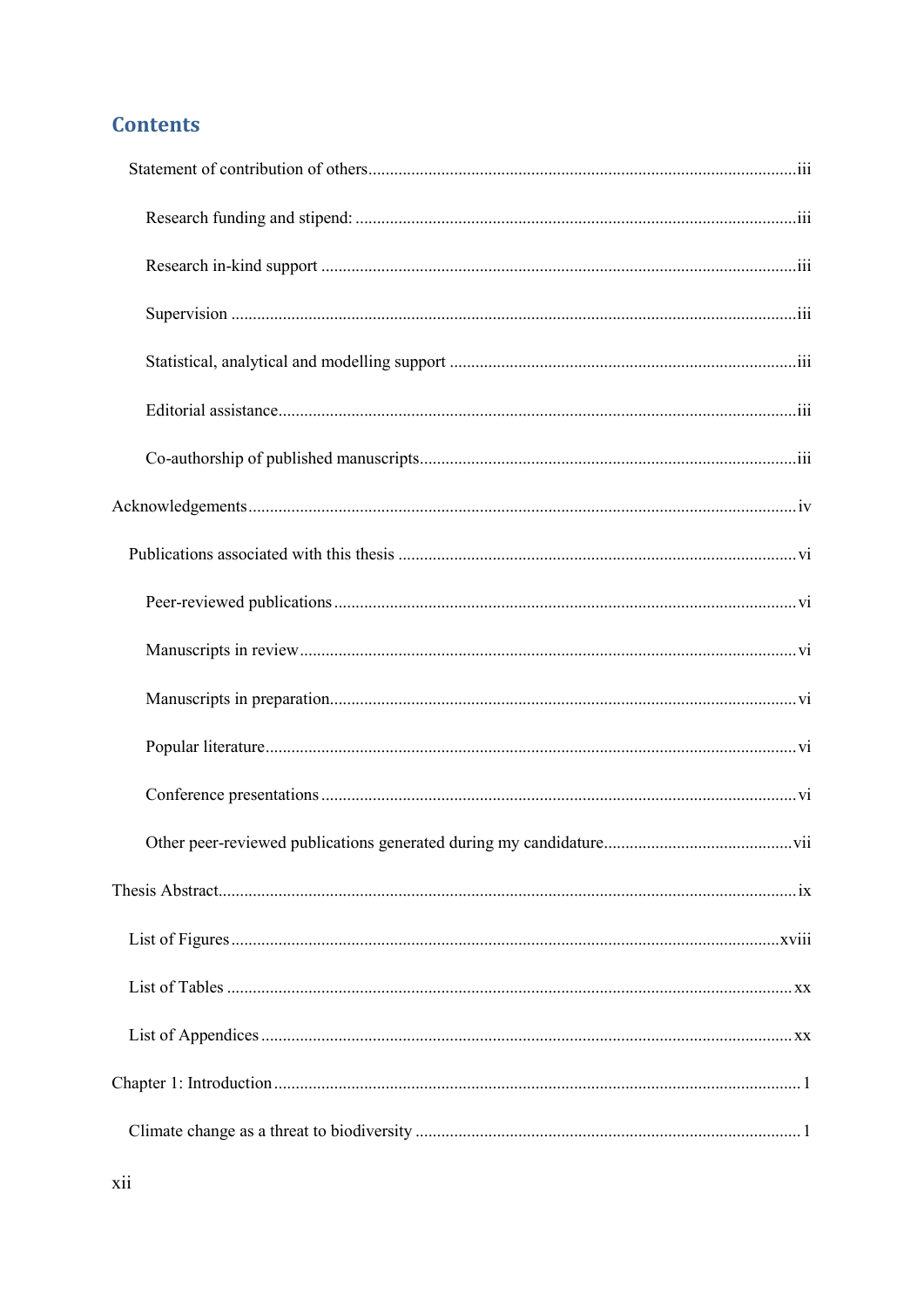# Contents

Statement of contribution of others ........................................ iii

Research funding and stipend: ........................................ iii

Research in-kind support ........................................ iii

Supervision ........................................ iii

Statistical, analytical and modelling support ........................................ iii

Editorial assistance ........................................ iii

Co-authorship of published manuscripts ........................................ iii

Acknowledgements ........................................ iv

Publications associated with this thesis ........................................ vi

Peer-reviewed publications ........................................ vi

Manuscripts in review ........................................ vi

Manuscripts in preparation ........................................ vi

Popular literature ........................................ vi

Conference presentations ........................................ vi

Other peer-reviewed publications generated during my candidature ........................................ vii

Thesis Abstract ........................................ ix

List of Figures ........................................ xviii

List of Tables ........................................ xx

List of Appendices ........................................ xx

Chapter 1: Introduction ........................................ 1

Climate change as a threat to biodiversity ........................................ 1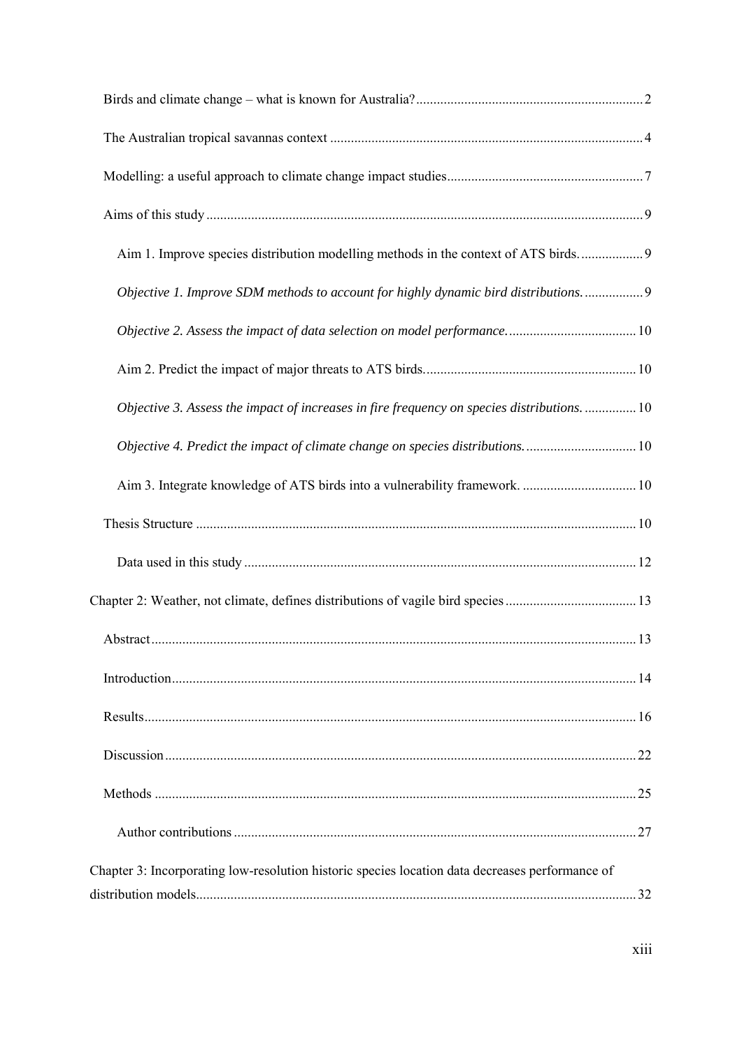Birds and climate change – what is known for Australia? 2

The Australian tropical savannas context 4

Modelling: a useful approach to climate change impact studies 7

Aims of this study 9

Aim 1. Improve species distribution modelling methods in the context of ATS birds. 9

*Objective 1. Improve SDM methods to account for highly dynamic bird distributions.* 9

*Objective 2. Assess the impact of data selection on model performance.* 10

Aim 2. Predict the impact of major threats to ATS birds. 10

*Objective 3. Assess the impact of increases in fire frequency on species distributions.* 10

*Objective 4. Predict the impact of climate change on species distributions.* 10

Aim 3. Integrate knowledge of ATS birds into a vulnerability framework. 10

Thesis Structure 10

Data used in this study 12

Chapter 2: Weather, not climate, defines distributions of vagile bird species 13

Abstract 13

Introduction 14

Results 16

Discussion 22

Methods 25

Author contributions 27

Chapter 3: Incorporating low-resolution historic species location data decreases performance of distribution models 32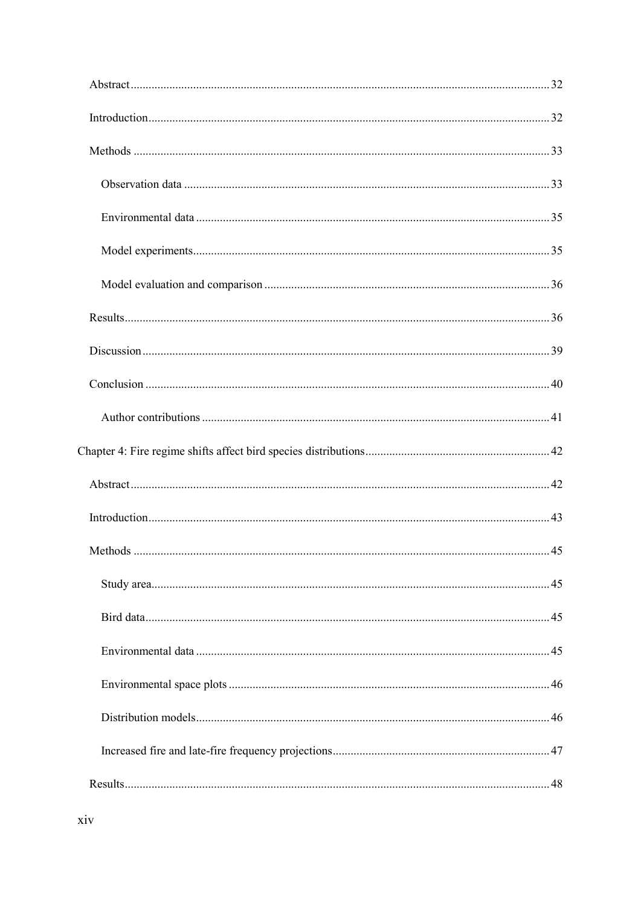Abstract ........................................................................................................................ 32

Introduction .................................................................................................................. 32

Methods ........................................................................................................................ 33

Observation data ....................................................................................................... 33

Environmental data ................................................................................................... 35

Model experiments .................................................................................................... 35

Model evaluation and comparison ............................................................................ 36

Results .......................................................................................................................... 36

Discussion .................................................................................................................... 39

Conclusion .................................................................................................................... 40

Author contributions ................................................................................................. 41

Chapter 4: Fire regime shifts affect bird species distributions ......................................................... 42

Abstract ........................................................................................................................ 42

Introduction .................................................................................................................. 43

Methods ........................................................................................................................ 45

Study area .................................................................................................................. 45

Bird data .................................................................................................................... 45

Environmental data ................................................................................................... 45

Environmental space plots ........................................................................................ 46

Distribution models ................................................................................................... 46

Increased fire and late-fire frequency projections ...................................................... 47

Results .......................................................................................................................... 48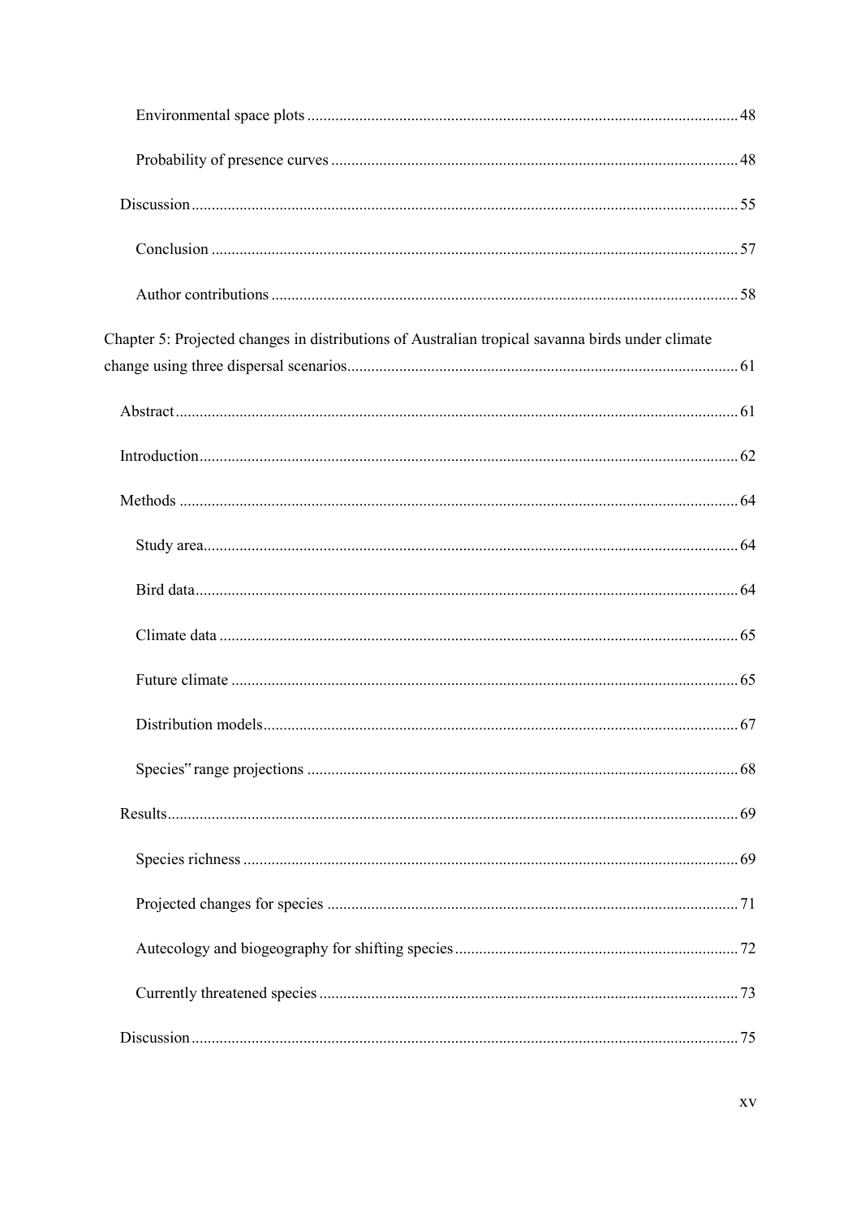Environmental space plots ........................................................................................................ 48

Probability of presence curves .................................................................................................. 48

Discussion ........................................................................................................................................ 55

Conclusion ...................................................................................................................................... 57

Author contributions ..................................................................................................................... 58

Chapter 5: Projected changes in distributions of Australian tropical savanna birds under climate change using three dispersal scenarios .................................................................................................... 61

Abstract ............................................................................................................................................ 61

Introduction ...................................................................................................................................... 62

Methods ............................................................................................................................................ 64

Study area ........................................................................................................................................ 64

Bird data .......................................................................................................................................... 64

Climate data .................................................................................................................................... 65

Future climate ................................................................................................................................. 65

Distribution models ......................................................................................................................... 67

Species" range projections ............................................................................................................. 68

Results .............................................................................................................................................. 69

Species richness .............................................................................................................................. 69

Projected changes for species ........................................................................................................ 71

Autecology and biogeography for shifting species ...................................................................... 72

Currently threatened species .......................................................................................................... 73

Discussion ........................................................................................................................................ 75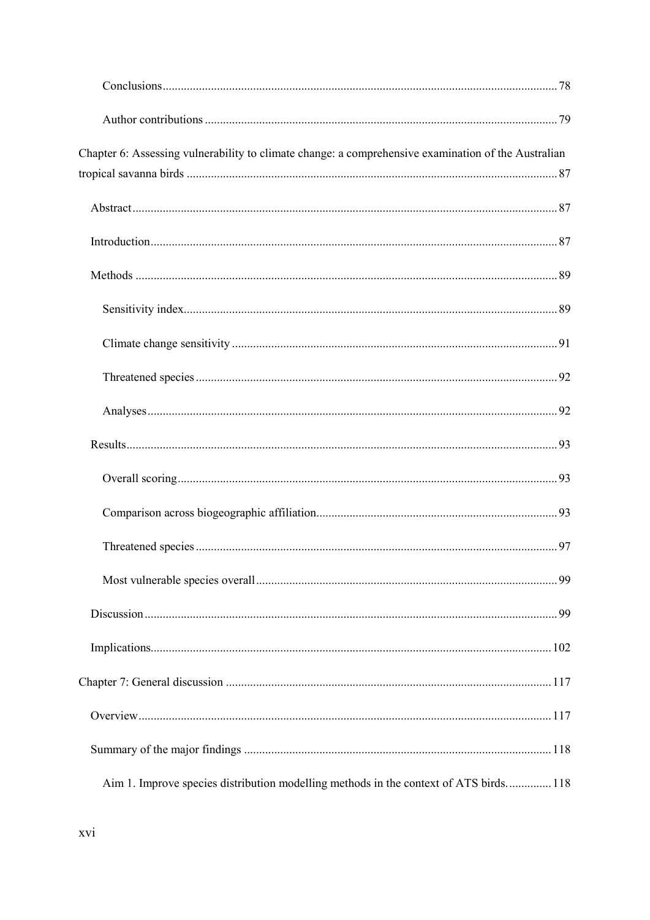Conclusions .......... 78

Author contributions .......... 79

Chapter 6: Assessing vulnerability to climate change: a comprehensive examination of the Australian tropical savanna birds .......... 87

Abstract .......... 87

Introduction .......... 87

Methods .......... 89

Sensitivity index .......... 89

Climate change sensitivity .......... 91

Threatened species .......... 92

Analyses .......... 92

Results .......... 93

Overall scoring .......... 93

Comparison across biogeographic affiliation .......... 93

Threatened species .......... 97

Most vulnerable species overall .......... 99

Discussion .......... 99

Implications .......... 102

Chapter 7: General discussion .......... 117

Overview .......... 117

Summary of the major findings .......... 118

Aim 1. Improve species distribution modelling methods in the context of ATS birds. .......... 118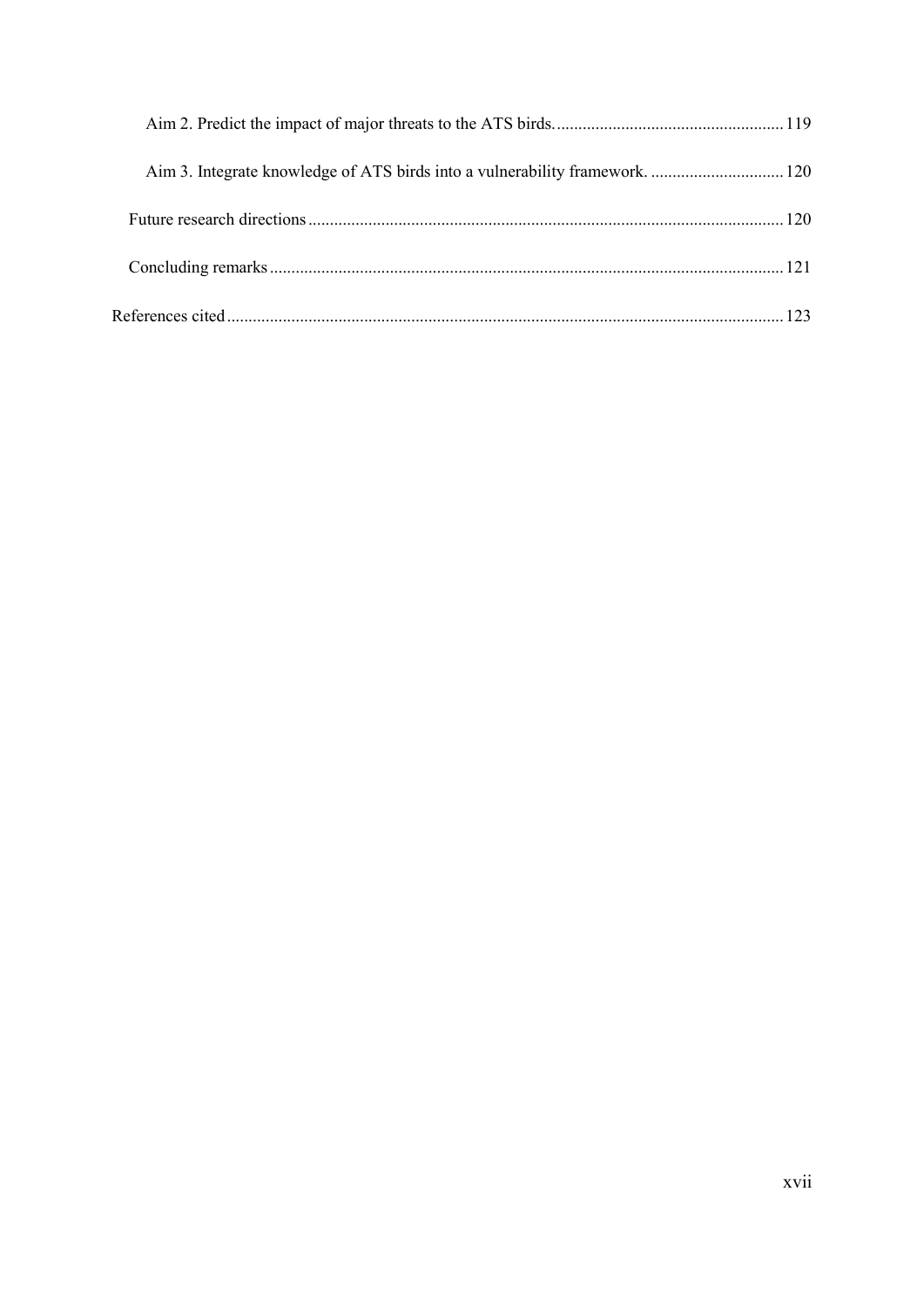Aim 2. Predict the impact of major threats to the ATS birds. ..................................................... 119

Aim 3. Integrate knowledge of ATS birds into a vulnerability framework. ............................... 120

Future research directions ............................................................................................................ 120

Concluding remarks ...................................................................................................................... 121

References cited ................................................................................................................................ 123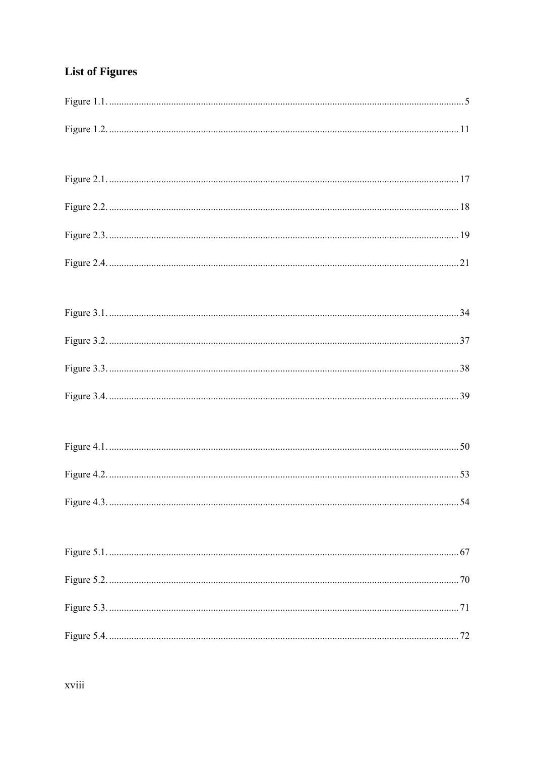## List of Figures

Figure 1.1. .......... 5

Figure 1.2. .......... 11

Figure 2.1. .......... 17

Figure 2.2. .......... 18

Figure 2.3. .......... 19

Figure 2.4. .......... 21

Figure 3.1. .......... 34

Figure 3.2. .......... 37

Figure 3.3. .......... 38

Figure 3.4. .......... 39

Figure 4.1. .......... 50

Figure 4.2. .......... 53

Figure 4.3. .......... 54

Figure 5.1. .......... 67

Figure 5.2. .......... 70

Figure 5.3. .......... 71

Figure 5.4. .......... 72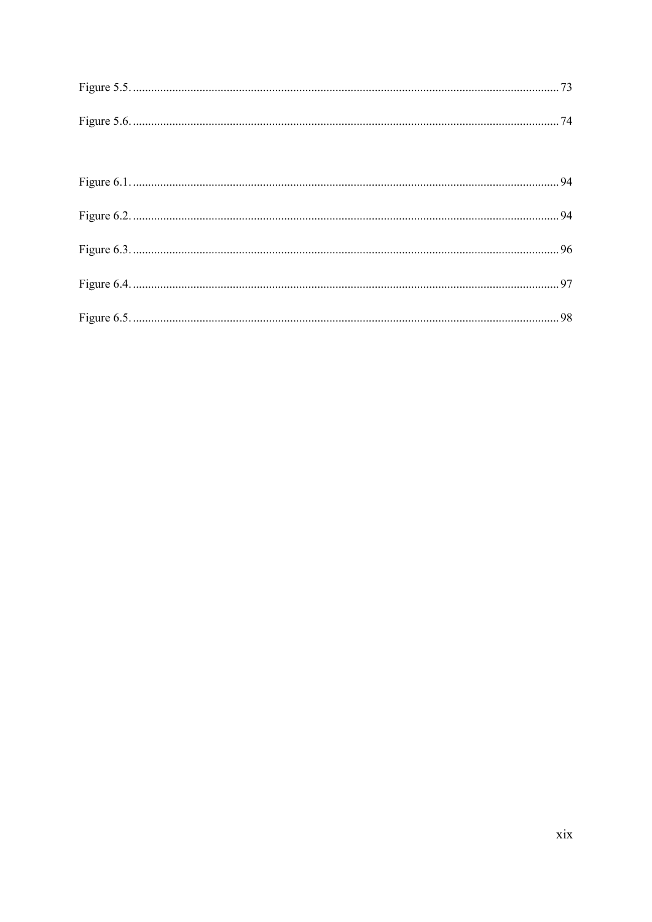Figure 5.5. ............................................................................................................................................. 73

Figure 5.6. ............................................................................................................................................. 74

Figure 6.1. ............................................................................................................................................. 94

Figure 6.2. ............................................................................................................................................. 94

Figure 6.3. ............................................................................................................................................. 96

Figure 6.4. ............................................................................................................................................. 97

Figure 6.5. ............................................................................................................................................. 98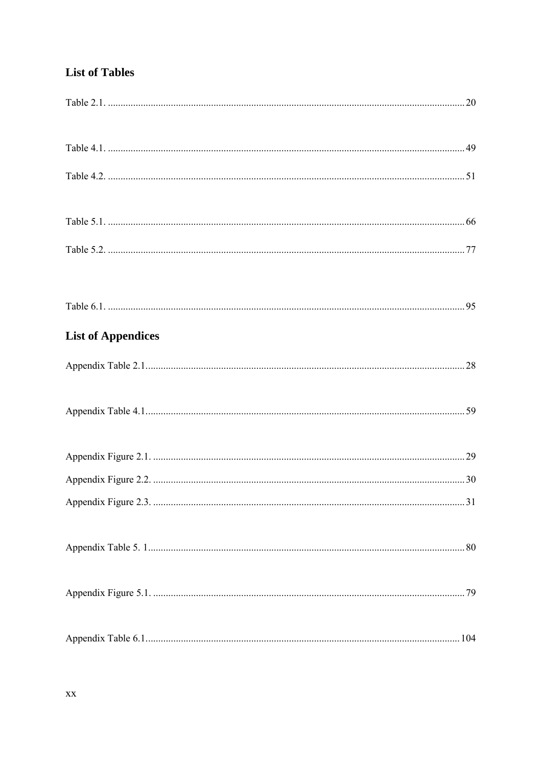## List of Tables

Table 2.1. ............................................................................................................................................ 20

Table 4.1. ............................................................................................................................................ 49

Table 4.2. ............................................................................................................................................ 51

Table 5.1. ............................................................................................................................................ 66

Table 5.2. ............................................................................................................................................ 77

Table 6.1. ............................................................................................................................................ 95

## List of Appendices

Appendix Table 2.1............................................................................................................................ 28

Appendix Table 4.1............................................................................................................................ 59

Appendix Figure 2.1. .......................................................................................................................... 29

Appendix Figure 2.2. .......................................................................................................................... 30

Appendix Figure 2.3. .......................................................................................................................... 31

Appendix Table 5. 1............................................................................................................................ 80

Appendix Figure 5.1. .......................................................................................................................... 79

Appendix Table 6.1........................................................................................................................... 104